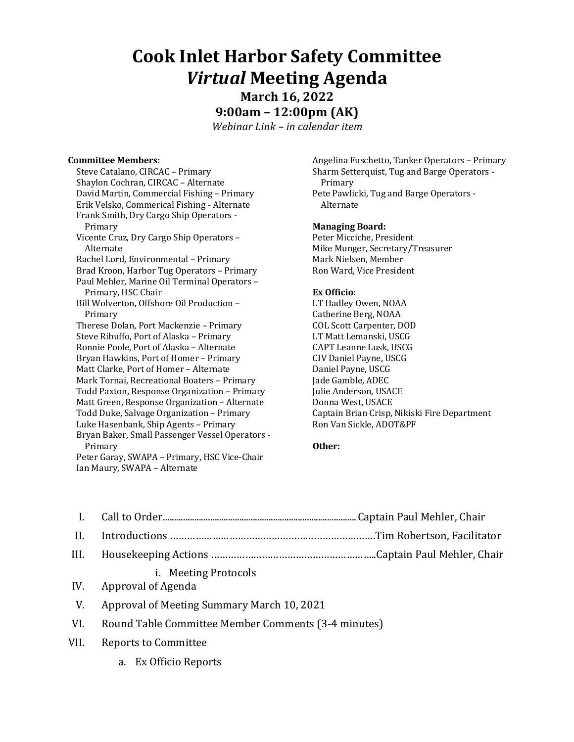# Cook Inlet Harbor Safety Committee
# *Virtual* Meeting Agenda

**March 16, 2022**

**9:00am – 12:00pm (AK)**

*Webinar Link – in calendar item*

**Committee Members:**

- Steve Catalano, CIRCAC – Primary
- Shaylon Cochran, CIRCAC – Alternate
- David Martin, Commercial Fishing – Primary
- Erik Velsko, Commerical Fishing - Alternate
- Frank Smith, Dry Cargo Ship Operators - Primary
- Vicente Cruz, Dry Cargo Ship Operators – Alternate
- Rachel Lord, Environmental – Primary
- Brad Kroon, Harbor Tug Operators – Primary
- Paul Mehler, Marine Oil Terminal Operators – Primary, HSC Chair
- Bill Wolverton, Offshore Oil Production – Primary
- Therese Dolan, Port Mackenzie – Primary
- Steve Ribuffo, Port of Alaska – Primary
- Ronnie Poole, Port of Alaska – Alternate
- Bryan Hawkins, Port of Homer – Primary
- Matt Clarke, Port of Homer – Alternate
- Mark Tornai, Recreational Boaters – Primary
- Todd Paxton, Response Organization – Primary
- Matt Green, Response Organization – Alternate
- Todd Duke, Salvage Organization – Primary
- Luke Hasenbank, Ship Agents – Primary
- Bryan Baker, Small Passenger Vessel Operators - Primary
- Peter Garay, SWAPA – Primary, HSC Vice-Chair
- Ian Maury, SWAPA – Alternate
- Angelina Fuschetto, Tanker Operators – Primary
- Sharm Setterquist, Tug and Barge Operators - Primary
- Pete Pawlicki, Tug and Barge Operators - Alternate

**Managing Board:**

- Peter Micciche, President
- Mike Munger, Secretary/Treasurer
- Mark Nielsen, Member
- Ron Ward, Vice President

**Ex Officio:**

- LT Hadley Owen, NOAA
- Catherine Berg, NOAA
- COL Scott Carpenter, DOD
- LT Matt Lemanski, USCG
- CAPT Leanne Lusk, USCG
- CIV Daniel Payne, USCG
- Daniel Payne, USCG
- Jade Gamble, ADEC
- Julie Anderson, USACE
- Donna West, USACE
- Captain Brian Crisp, Nikiski Fire Department
- Ron Van Sickle, ADOT&PF

**Other:**

I. Call to Order........................................................................................ Captain Paul Mehler, Chair

II. Introductions ……………………………………………………………Tim Robertson, Facilitator

III. Housekeeping Actions …………………………………………………..Captain Paul Mehler, Chair

  i. Meeting Protocols

IV. Approval of Agenda

V. Approval of Meeting Summary March 10, 2021

VI. Round Table Committee Member Comments (3-4 minutes)

VII. Reports to Committee

  a. Ex Officio Reports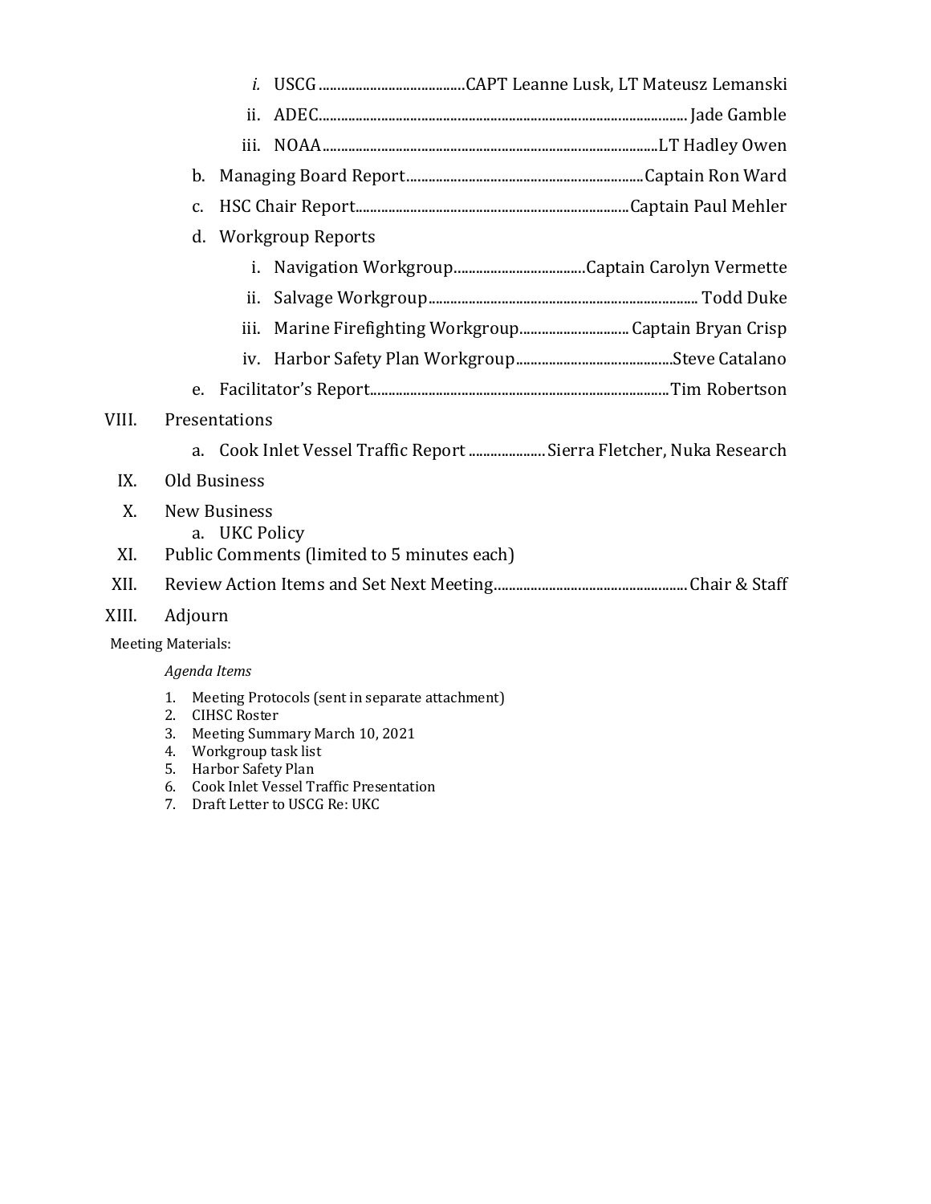- *i.* USCG ........................................ CAPT Leanne Lusk, LT Mateusz Lemanski
  - ii. ADEC.................................................................................................... Jade Gamble
  - iii. NOAA.........................................................................................LT Hadley Owen

- b. Managing Board Report................................................................Captain Ron Ward
- c. HSC Chair Report..........................................................................Captain Paul Mehler
- d. Workgroup Reports
  - i. Navigation Workgroup...................................Captain Carolyn Vermette
  - ii. Salvage Workgroup.......................................................................... Todd Duke
  - iii. Marine Firefighting Workgroup.............................. Captain Bryan Crisp
  - iv. Harbor Safety Plan Workgroup..........................................Steve Catalano
- e. Facilitator's Report.................................................................................Tim Robertson

VIII. Presentations

- a. Cook Inlet Vessel Traffic Report ..................... Sierra Fletcher, Nuka Research

IX. Old Business

X. New Business

- a. UKC Policy

XI. Public Comments (limited to 5 minutes each)

XII. Review Action Items and Set Next Meeting.................................................... Chair & Staff

XIII. Adjourn

Meeting Materials:

*Agenda Items*

1. Meeting Protocols (sent in separate attachment)
2. CIHSC Roster
3. Meeting Summary March 10, 2021
4. Workgroup task list
5. Harbor Safety Plan
6. Cook Inlet Vessel Traffic Presentation
7. Draft Letter to USCG Re: UKC